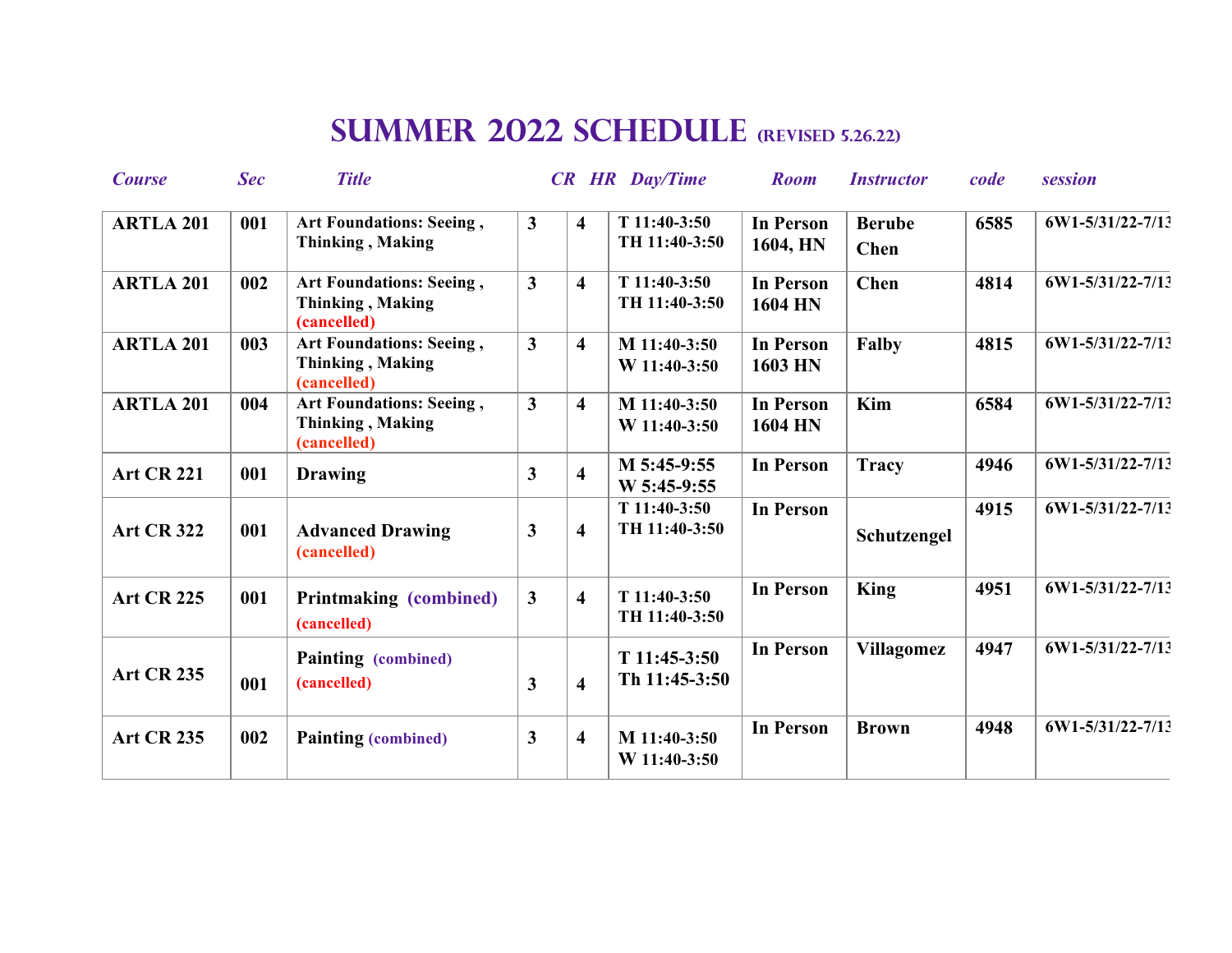# SUMMER 2022 SCHEDULE (REVISED 5.26.22)

| *Course* | *Sec* | *Title* | *CR* | *HR* | *Day/Time* | *Room* | *Instructor* | *code* | *session* |
|---|---|---|---|---|---|---|---|---|---|
| **ARTLA 201** | **001** | **Art Foundations: Seeing , Thinking , Making** | **3** | **4** | **T 11:40-3:50 TH 11:40-3:50** | **In Person 1604, HN** | **Berube Chen** | **6585** | **6W1-5/31/22-7/13** |
| **ARTLA 201** | **002** | **Art Foundations: Seeing , Thinking , Making (cancelled)** | **3** | **4** | **T 11:40-3:50 TH 11:40-3:50** | **In Person 1604 HN** | **Chen** | **4814** | **6W1-5/31/22-7/13** |
| **ARTLA 201** | **003** | **Art Foundations: Seeing , Thinking , Making (cancelled)** | **3** | **4** | **M 11:40-3:50 W 11:40-3:50** | **In Person 1603 HN** | **Falby** | **4815** | **6W1-5/31/22-7/13** |
| **ARTLA 201** | **004** | **Art Foundations: Seeing , Thinking , Making (cancelled)** | **3** | **4** | **M 11:40-3:50 W 11:40-3:50** | **In Person 1604 HN** | **Kim** | **6584** | **6W1-5/31/22-7/13** |
| **Art CR 221** | **001** | **Drawing** | **3** | **4** | **M 5:45-9:55 W 5:45-9:55** | **In Person** | **Tracy** | **4946** | **6W1-5/31/22-7/13** |
| **Art CR 322** | **001** | **Advanced Drawing (cancelled)** | **3** | **4** | **T 11:40-3:50 TH 11:40-3:50** | **In Person** | **Schutzengel** | **4915** | **6W1-5/31/22-7/13** |
| **Art CR 225** | **001** | **Printmaking (combined) (cancelled)** | **3** | **4** | **T 11:40-3:50 TH 11:40-3:50** | **In Person** | **King** | **4951** | **6W1-5/31/22-7/13** |
| **Art CR 235** | **001** | **Painting (combined) (cancelled)** | **3** | **4** | **T 11:45-3:50 Th 11:45-3:50** | **In Person** | **Villagomez** | **4947** | **6W1-5/31/22-7/13** |
| **Art CR 235** | **002** | **Painting (combined)** | **3** | **4** | **M 11:40-3:50 W 11:40-3:50** | **In Person** | **Brown** | **4948** | **6W1-5/31/22-7/13** |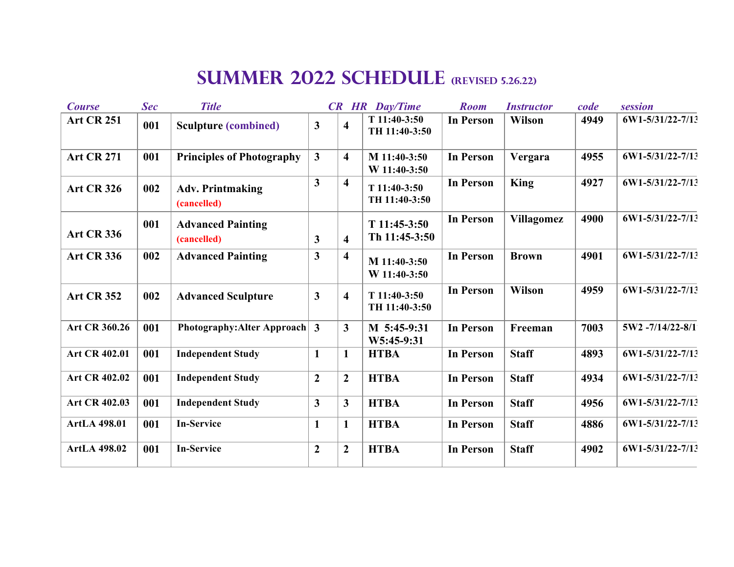# SUMMER 2022 SCHEDULE (REVISED 5.26.22)

| Course | Sec | Title | CR | HR | Day/Time | Room | Instructor | code | session |
|---|---|---|---|---|---|---|---|---|---|
| Art CR 251 | 001 | Sculpture (combined) | 3 | 4 | T 11:40-3:50 TH 11:40-3:50 | In Person | Wilson | 4949 | 6W1-5/31/22-7/13 |
| Art CR 271 | 001 | Principles of Photography | 3 | 4 | M 11:40-3:50 W 11:40-3:50 | In Person | Vergara | 4955 | 6W1-5/31/22-7/13 |
| Art CR 326 | 002 | Adv. Printmaking (cancelled) | 3 | 4 | T 11:40-3:50 TH 11:40-3:50 | In Person | King | 4927 | 6W1-5/31/22-7/13 |
| Art CR 336 | 001 | Advanced Painting (cancelled) | 3 | 4 | T 11:45-3:50 Th 11:45-3:50 | In Person | Villagomez | 4900 | 6W1-5/31/22-7/13 |
| Art CR 336 | 002 | Advanced Painting | 3 | 4 | M 11:40-3:50 W 11:40-3:50 | In Person | Brown | 4901 | 6W1-5/31/22-7/13 |
| Art CR 352 | 002 | Advanced Sculpture | 3 | 4 | T 11:40-3:50 TH 11:40-3:50 | In Person | Wilson | 4959 | 6W1-5/31/22-7/13 |
| Art CR 360.26 | 001 | Photography:Alter Approach | 3 | 3 | M 5:45-9:31 W5:45-9:31 | In Person | Freeman | 7003 | 5W2 -7/14/22-8/1 |
| Art CR 402.01 | 001 | Independent Study | 1 | 1 | HTBA | In Person | Staff | 4893 | 6W1-5/31/22-7/13 |
| Art CR 402.02 | 001 | Independent Study | 2 | 2 | HTBA | In Person | Staff | 4934 | 6W1-5/31/22-7/13 |
| Art CR 402.03 | 001 | Independent Study | 3 | 3 | HTBA | In Person | Staff | 4956 | 6W1-5/31/22-7/13 |
| ArtLA 498.01 | 001 | In-Service | 1 | 1 | HTBA | In Person | Staff | 4886 | 6W1-5/31/22-7/13 |
| ArtLA 498.02 | 001 | In-Service | 2 | 2 | HTBA | In Person | Staff | 4902 | 6W1-5/31/22-7/13 |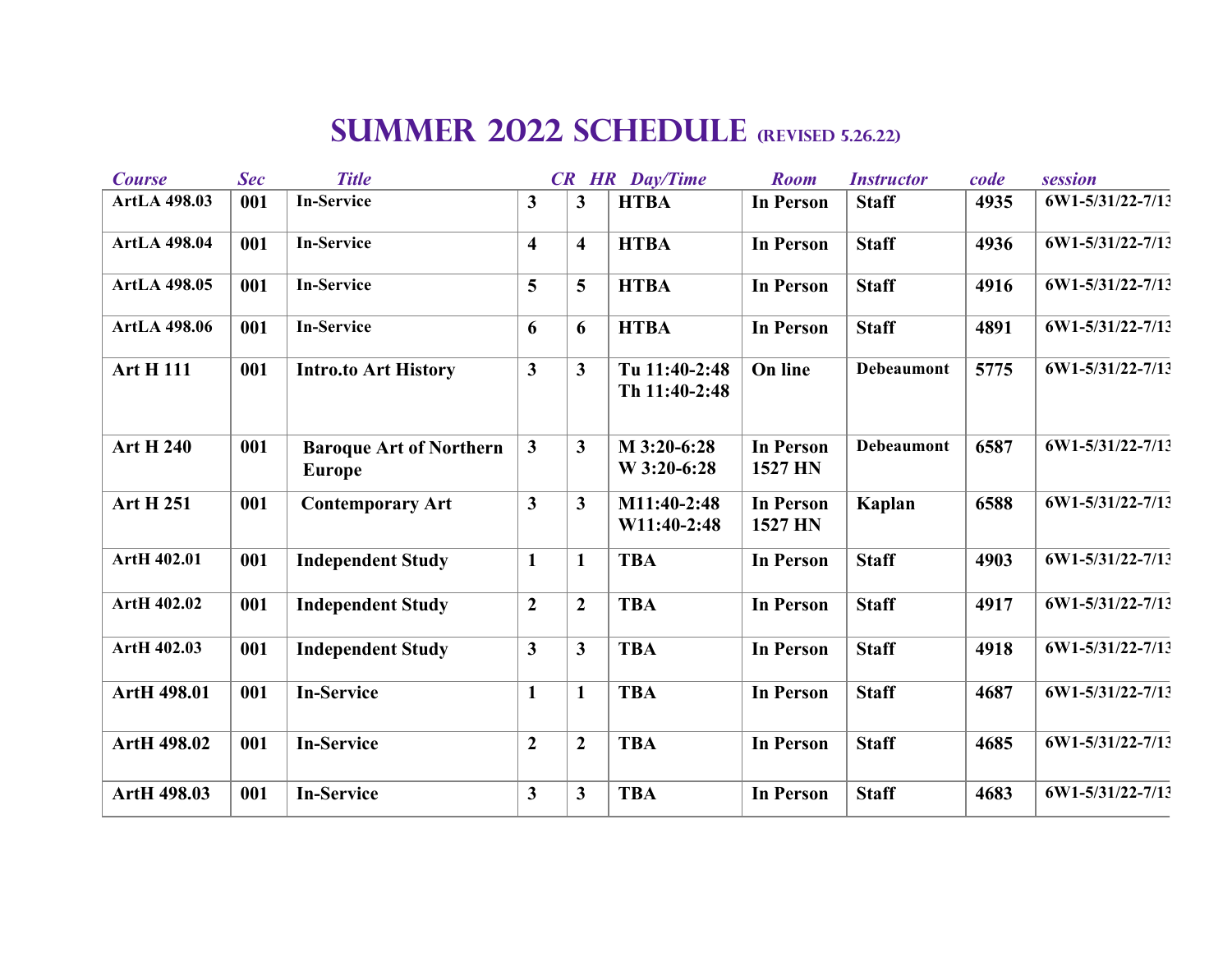# SUMMER 2022 SCHEDULE (REVISED 5.26.22)

| *Course* | *Sec* | *Title* | *CR* | *HR* | *Day/Time* | *Room* | *Instructor* | *code* | *session* |
|---|---|---|---|---|---|---|---|---|---|
| **ArtLA 498.03** | **001** | **In-Service** | **3** | **3** | **HTBA** | **In Person** | **Staff** | **4935** | **6W1-5/31/22-7/13** |
| **ArtLA 498.04** | **001** | **In-Service** | **4** | **4** | **HTBA** | **In Person** | **Staff** | **4936** | **6W1-5/31/22-7/13** |
| **ArtLA 498.05** | **001** | **In-Service** | **5** | **5** | **HTBA** | **In Person** | **Staff** | **4916** | **6W1-5/31/22-7/13** |
| **ArtLA 498.06** | **001** | **In-Service** | **6** | **6** | **HTBA** | **In Person** | **Staff** | **4891** | **6W1-5/31/22-7/13** |
| **Art H 111** | **001** | **Intro.to Art History** | **3** | **3** | **Tu 11:40-2:48 Th 11:40-2:48** | **On line** | **Debeaumont** | **5775** | **6W1-5/31/22-7/13** |
| **Art H 240** | **001** | **Baroque Art of Northern Europe** | **3** | **3** | **M 3:20-6:28 W 3:20-6:28** | **In Person 1527 HN** | **Debeaumont** | **6587** | **6W1-5/31/22-7/13** |
| **Art H 251** | **001** | **Contemporary Art** | **3** | **3** | **M11:40-2:48 W11:40-2:48** | **In Person 1527 HN** | **Kaplan** | **6588** | **6W1-5/31/22-7/13** |
| **ArtH 402.01** | **001** | **Independent Study** | **1** | **1** | **TBA** | **In Person** | **Staff** | **4903** | **6W1-5/31/22-7/13** |
| **ArtH 402.02** | **001** | **Independent Study** | **2** | **2** | **TBA** | **In Person** | **Staff** | **4917** | **6W1-5/31/22-7/13** |
| **ArtH 402.03** | **001** | **Independent Study** | **3** | **3** | **TBA** | **In Person** | **Staff** | **4918** | **6W1-5/31/22-7/13** |
| **ArtH 498.01** | **001** | **In-Service** | **1** | **1** | **TBA** | **In Person** | **Staff** | **4687** | **6W1-5/31/22-7/13** |
| **ArtH 498.02** | **001** | **In-Service** | **2** | **2** | **TBA** | **In Person** | **Staff** | **4685** | **6W1-5/31/22-7/13** |
| **ArtH 498.03** | **001** | **In-Service** | **3** | **3** | **TBA** | **In Person** | **Staff** | **4683** | **6W1-5/31/22-7/13** |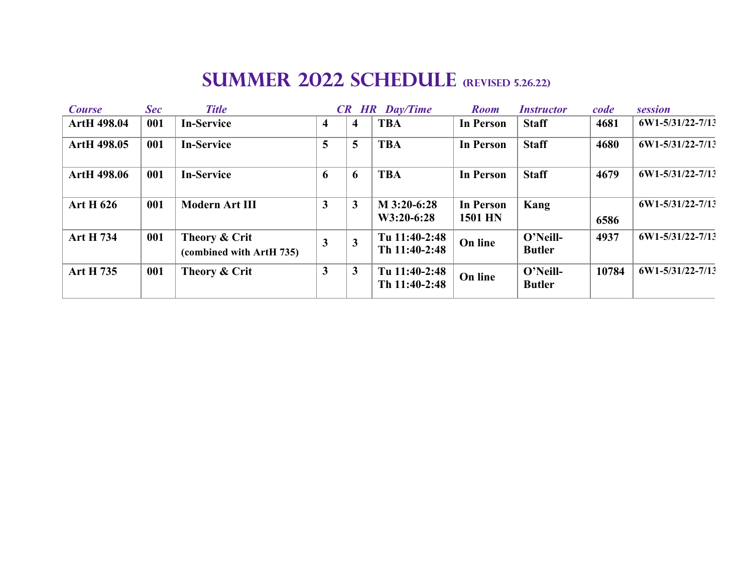# Summer 2022 Schedule (Revised 5.26.22)

| Course | Sec | Title | CR | HR | Day/Time | Room | Instructor | code | session |
|---|---|---|---|---|---|---|---|---|---|
| **ArtH 498.04** | **001** | **In-Service** | **4** | **4** | **TBA** | **In Person** | **Staff** | **4681** | **6W1-5/31/22-7/13** |
| **ArtH 498.05** | **001** | **In-Service** | **5** | **5** | **TBA** | **In Person** | **Staff** | **4680** | **6W1-5/31/22-7/13** |
| **ArtH 498.06** | **001** | **In-Service** | **6** | **6** | **TBA** | **In Person** | **Staff** | **4679** | **6W1-5/31/22-7/13** |
| **Art H 626** | **001** | **Modern Art III** | **3** | **3** | **M 3:20-6:28 W3:20-6:28** | **In Person 1501 HN** | **Kang** | **6586** | **6W1-5/31/22-7/13** |
| **Art H 734** | **001** | **Theory & Crit (combined with ArtH 735)** | **3** | **3** | **Tu 11:40-2:48 Th 11:40-2:48** | **On line** | **O'Neill-Butler** | **4937** | **6W1-5/31/22-7/13** |
| **Art H 735** | **001** | **Theory & Crit** | **3** | **3** | **Tu 11:40-2:48 Th 11:40-2:48** | **On line** | **O'Neill-Butler** | **10784** | **6W1-5/31/22-7/13** |